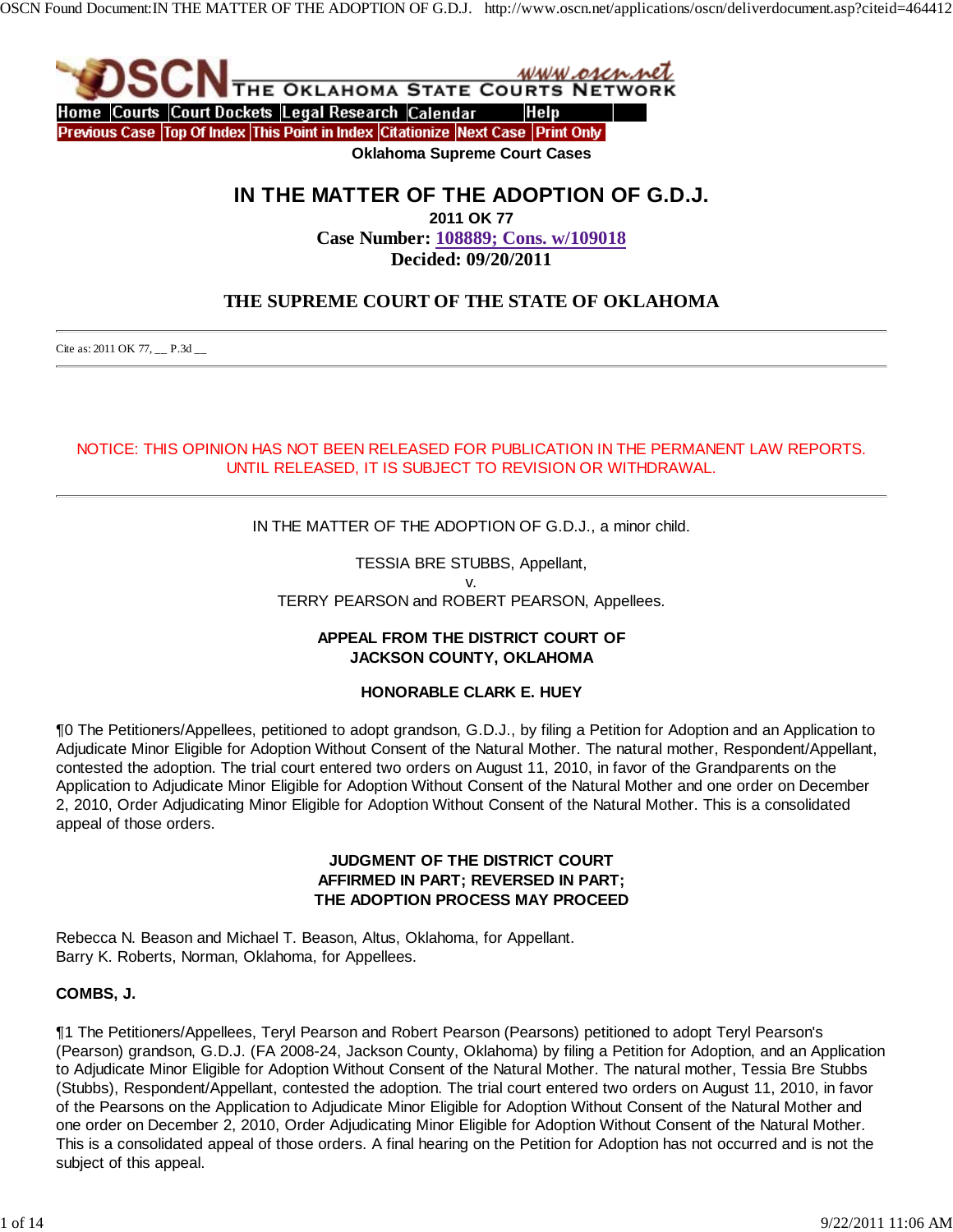Oklahoma Supreme Court Cases

# IN THE MATTER OF THE ADOPTION OF G.D.J.

**2011 OK 77**

**Case Number: 108889; Cons. w/109018**

**Decided: 09/20/2011**

## THE SUPREME COURT OF THE STATE OF OKLAHOMA

Cite as: 2011 OK 77, __ P.3d __

NOTICE: THIS OPINION HAS NOT BEEN RELEASED FOR PUBLICATION IN THE PERMANENT LAW REPORTS. UNTIL RELEASED, IT IS SUBJECT TO REVISION OR WITHDRAWAL.

IN THE MATTER OF THE ADOPTION OF G.D.J., a minor child.

TESSIA BRE STUBBS, Appellant,
v.
TERRY PEARSON and ROBERT PEARSON, Appellees.

**APPEAL FROM THE DISTRICT COURT OF JACKSON COUNTY, OKLAHOMA**

**HONORABLE CLARK E. HUEY**

¶0 The Petitioners/Appellees, petitioned to adopt grandson, G.D.J., by filing a Petition for Adoption and an Application to Adjudicate Minor Eligible for Adoption Without Consent of the Natural Mother. The natural mother, Respondent/Appellant, contested the adoption. The trial court entered two orders on August 11, 2010, in favor of the Grandparents on the Application to Adjudicate Minor Eligible for Adoption Without Consent of the Natural Mother and one order on December 2, 2010, Order Adjudicating Minor Eligible for Adoption Without Consent of the Natural Mother. This is a consolidated appeal of those orders.

**JUDGMENT OF THE DISTRICT COURT AFFIRMED IN PART; REVERSED IN PART; THE ADOPTION PROCESS MAY PROCEED**

Rebecca N. Beason and Michael T. Beason, Altus, Oklahoma, for Appellant.
Barry K. Roberts, Norman, Oklahoma, for Appellees.

**COMBS, J.**

¶1 The Petitioners/Appellees, Teryl Pearson and Robert Pearson (Pearsons) petitioned to adopt Teryl Pearson's (Pearson) grandson, G.D.J. (FA 2008-24, Jackson County, Oklahoma) by filing a Petition for Adoption, and an Application to Adjudicate Minor Eligible for Adoption Without Consent of the Natural Mother. The natural mother, Tessia Bre Stubbs (Stubbs), Respondent/Appellant, contested the adoption. The trial court entered two orders on August 11, 2010, in favor of the Pearsons on the Application to Adjudicate Minor Eligible for Adoption Without Consent of the Natural Mother and one order on December 2, 2010, Order Adjudicating Minor Eligible for Adoption Without Consent of the Natural Mother. This is a consolidated appeal of those orders. A final hearing on the Petition for Adoption has not occurred and is not the subject of this appeal.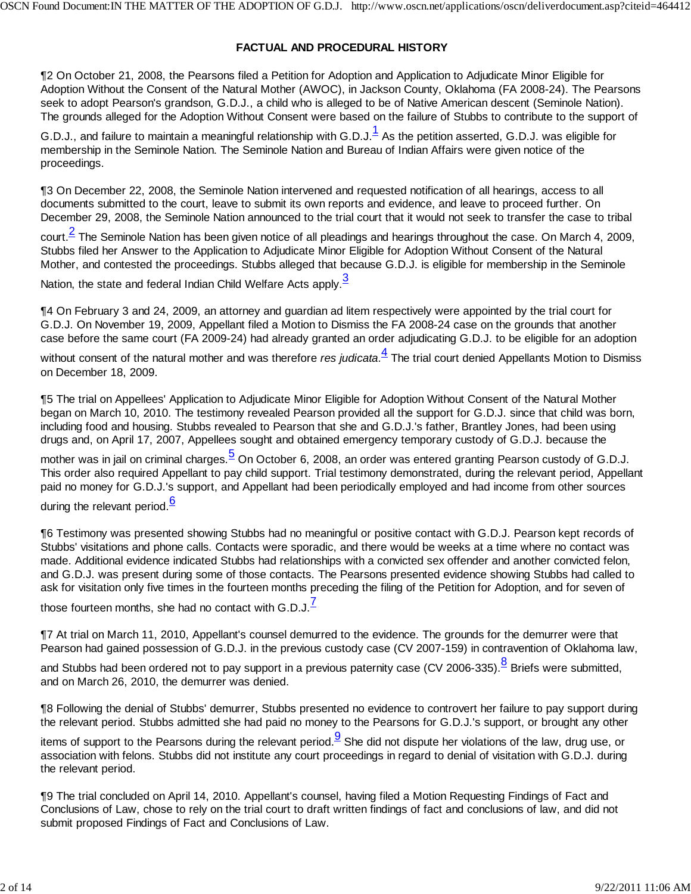## FACTUAL AND PROCEDURAL HISTORY

¶2 On October 21, 2008, the Pearsons filed a Petition for Adoption and Application to Adjudicate Minor Eligible for Adoption Without the Consent of the Natural Mother (AWOC), in Jackson County, Oklahoma (FA 2008-24). The Pearsons seek to adopt Pearson's grandson, G.D.J., a child who is alleged to be of Native American descent (Seminole Nation). The grounds alleged for the Adoption Without Consent were based on the failure of Stubbs to contribute to the support of G.D.J., and failure to maintain a meaningful relationship with G.D.J.[1] As the petition asserted, G.D.J. was eligible for membership in the Seminole Nation. The Seminole Nation and Bureau of Indian Affairs were given notice of the proceedings.

¶3 On December 22, 2008, the Seminole Nation intervened and requested notification of all hearings, access to all documents submitted to the court, leave to submit its own reports and evidence, and leave to proceed further. On December 29, 2008, the Seminole Nation announced to the trial court that it would not seek to transfer the case to tribal court.[2] The Seminole Nation has been given notice of all pleadings and hearings throughout the case. On March 4, 2009, Stubbs filed her Answer to the Application to Adjudicate Minor Eligible for Adoption Without Consent of the Natural Mother, and contested the proceedings. Stubbs alleged that because G.D.J. is eligible for membership in the Seminole Nation, the state and federal Indian Child Welfare Acts apply.[3]

¶4 On February 3 and 24, 2009, an attorney and guardian ad litem respectively were appointed by the trial court for G.D.J. On November 19, 2009, Appellant filed a Motion to Dismiss the FA 2008-24 case on the grounds that another case before the same court (FA 2009-24) had already granted an order adjudicating G.D.J. to be eligible for an adoption without consent of the natural mother and was therefore *res judicata*.[4] The trial court denied Appellants Motion to Dismiss on December 18, 2009.

¶5 The trial on Appellees' Application to Adjudicate Minor Eligible for Adoption Without Consent of the Natural Mother began on March 10, 2010. The testimony revealed Pearson provided all the support for G.D.J. since that child was born, including food and housing. Stubbs revealed to Pearson that she and G.D.J.'s father, Brantley Jones, had been using drugs and, on April 17, 2007, Appellees sought and obtained emergency temporary custody of G.D.J. because the mother was in jail on criminal charges.[5] On October 6, 2008, an order was entered granting Pearson custody of G.D.J. This order also required Appellant to pay child support. Trial testimony demonstrated, during the relevant period, Appellant paid no money for G.D.J.'s support, and Appellant had been periodically employed and had income from other sources during the relevant period.[6]

¶6 Testimony was presented showing Stubbs had no meaningful or positive contact with G.D.J. Pearson kept records of Stubbs' visitations and phone calls. Contacts were sporadic, and there would be weeks at a time where no contact was made. Additional evidence indicated Stubbs had relationships with a convicted sex offender and another convicted felon, and G.D.J. was present during some of those contacts. The Pearsons presented evidence showing Stubbs had called to ask for visitation only five times in the fourteen months preceding the filing of the Petition for Adoption, and for seven of those fourteen months, she had no contact with G.D.J.[7]

¶7 At trial on March 11, 2010, Appellant's counsel demurred to the evidence. The grounds for the demurrer were that Pearson had gained possession of G.D.J. in the previous custody case (CV 2007-159) in contravention of Oklahoma law, and Stubbs had been ordered not to pay support in a previous paternity case (CV 2006-335).[8] Briefs were submitted, and on March 26, 2010, the demurrer was denied.

¶8 Following the denial of Stubbs' demurrer, Stubbs presented no evidence to controvert her failure to pay support during the relevant period. Stubbs admitted she had paid no money to the Pearsons for G.D.J.'s support, or brought any other items of support to the Pearsons during the relevant period.[9] She did not dispute her violations of the law, drug use, or association with felons. Stubbs did not institute any court proceedings in regard to denial of visitation with G.D.J. during the relevant period.

¶9 The trial concluded on April 14, 2010. Appellant's counsel, having filed a Motion Requesting Findings of Fact and Conclusions of Law, chose to rely on the trial court to draft written findings of fact and conclusions of law, and did not submit proposed Findings of Fact and Conclusions of Law.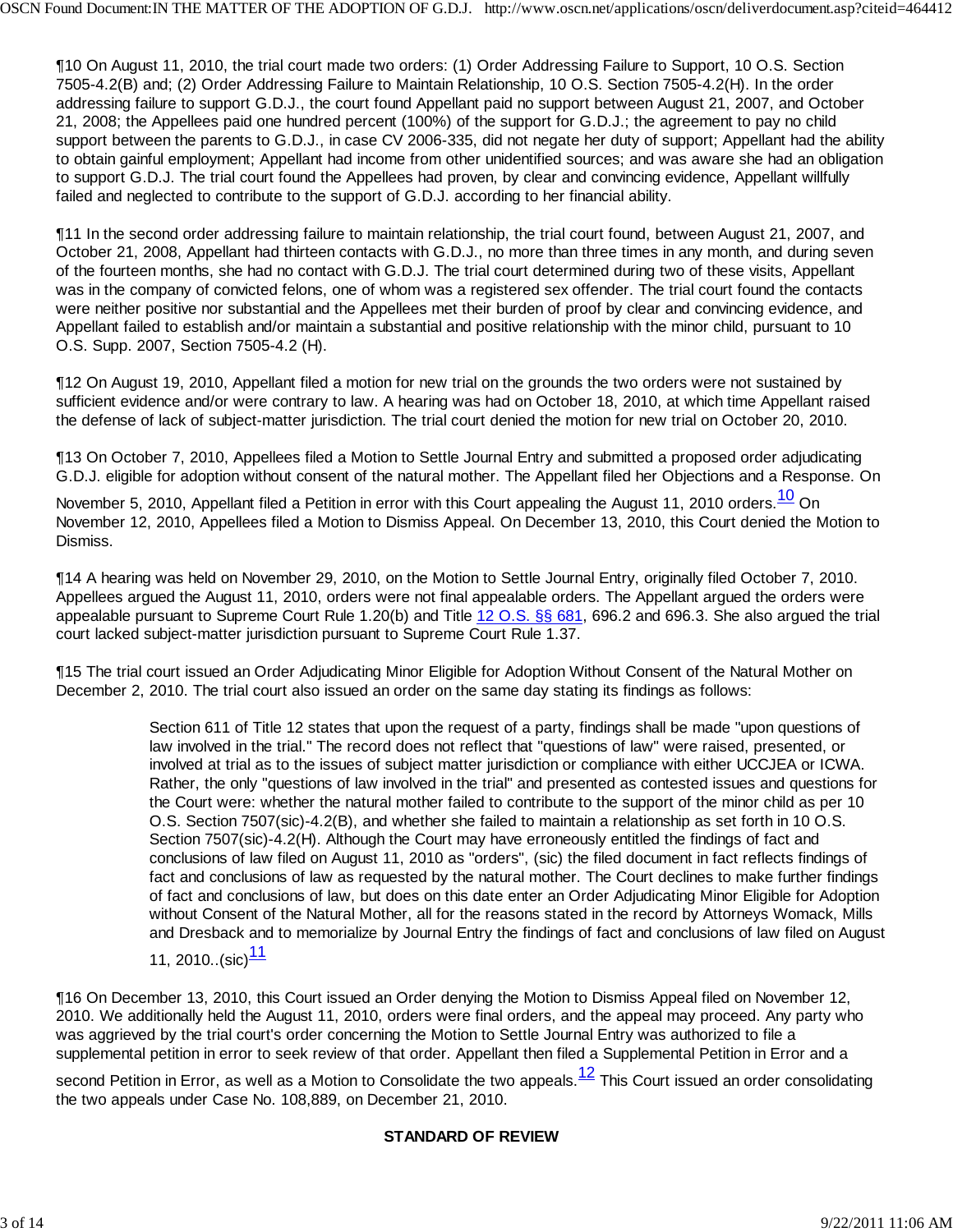¶10 On August 11, 2010, the trial court made two orders: (1) Order Addressing Failure to Support, 10 O.S. Section 7505-4.2(B) and; (2) Order Addressing Failure to Maintain Relationship, 10 O.S. Section 7505-4.2(H). In the order addressing failure to support G.D.J., the court found Appellant paid no support between August 21, 2007, and October 21, 2008; the Appellees paid one hundred percent (100%) of the support for G.D.J.; the agreement to pay no child support between the parents to G.D.J., in case CV 2006-335, did not negate her duty of support; Appellant had the ability to obtain gainful employment; Appellant had income from other unidentified sources; and was aware she had an obligation to support G.D.J. The trial court found the Appellees had proven, by clear and convincing evidence, Appellant willfully failed and neglected to contribute to the support of G.D.J. according to her financial ability.

¶11 In the second order addressing failure to maintain relationship, the trial court found, between August 21, 2007, and October 21, 2008, Appellant had thirteen contacts with G.D.J., no more than three times in any month, and during seven of the fourteen months, she had no contact with G.D.J. The trial court determined during two of these visits, Appellant was in the company of convicted felons, one of whom was a registered sex offender. The trial court found the contacts were neither positive nor substantial and the Appellees met their burden of proof by clear and convincing evidence, and Appellant failed to establish and/or maintain a substantial and positive relationship with the minor child, pursuant to 10 O.S. Supp. 2007, Section 7505-4.2 (H).

¶12 On August 19, 2010, Appellant filed a motion for new trial on the grounds the two orders were not sustained by sufficient evidence and/or were contrary to law. A hearing was had on October 18, 2010, at which time Appellant raised the defense of lack of subject-matter jurisdiction. The trial court denied the motion for new trial on October 20, 2010.

¶13 On October 7, 2010, Appellees filed a Motion to Settle Journal Entry and submitted a proposed order adjudicating G.D.J. eligible for adoption without consent of the natural mother. The Appellant filed her Objections and a Response. On November 5, 2010, Appellant filed a Petition in error with this Court appealing the August 11, 2010 orders.[10] On November 12, 2010, Appellees filed a Motion to Dismiss Appeal. On December 13, 2010, this Court denied the Motion to Dismiss.

¶14 A hearing was held on November 29, 2010, on the Motion to Settle Journal Entry, originally filed October 7, 2010. Appellees argued the August 11, 2010, orders were not final appealable orders. The Appellant argued the orders were appealable pursuant to Supreme Court Rule 1.20(b) and Title 12 O.S. §§ 681, 696.2 and 696.3. She also argued the trial court lacked subject-matter jurisdiction pursuant to Supreme Court Rule 1.37.

¶15 The trial court issued an Order Adjudicating Minor Eligible for Adoption Without Consent of the Natural Mother on December 2, 2010. The trial court also issued an order on the same day stating its findings as follows:

> Section 611 of Title 12 states that upon the request of a party, findings shall be made "upon questions of law involved in the trial." The record does not reflect that "questions of law" were raised, presented, or involved at trial as to the issues of subject matter jurisdiction or compliance with either UCCJEA or ICWA. Rather, the only "questions of law involved in the trial" and presented as contested issues and questions for the Court were: whether the natural mother failed to contribute to the support of the minor child as per 10 O.S. Section 7507(sic)-4.2(B), and whether she failed to maintain a relationship as set forth in 10 O.S. Section 7507(sic)-4.2(H). Although the Court may have erroneously entitled the findings of fact and conclusions of law filed on August 11, 2010 as "orders", (sic) the filed document in fact reflects findings of fact and conclusions of law as requested by the natural mother. The Court declines to make further findings of fact and conclusions of law, but does on this date enter an Order Adjudicating Minor Eligible for Adoption without Consent of the Natural Mother, all for the reasons stated in the record by Attorneys Womack, Mills and Dresback and to memorialize by Journal Entry the findings of fact and conclusions of law filed on August 11, 2010..(sic)[11]

¶16 On December 13, 2010, this Court issued an Order denying the Motion to Dismiss Appeal filed on November 12, 2010. We additionally held the August 11, 2010, orders were final orders, and the appeal may proceed. Any party who was aggrieved by the trial court's order concerning the Motion to Settle Journal Entry was authorized to file a supplemental petition in error to seek review of that order. Appellant then filed a Supplemental Petition in Error and a second Petition in Error, as well as a Motion to Consolidate the two appeals.[12] This Court issued an order consolidating the two appeals under Case No. 108,889, on December 21, 2010.

## STANDARD OF REVIEW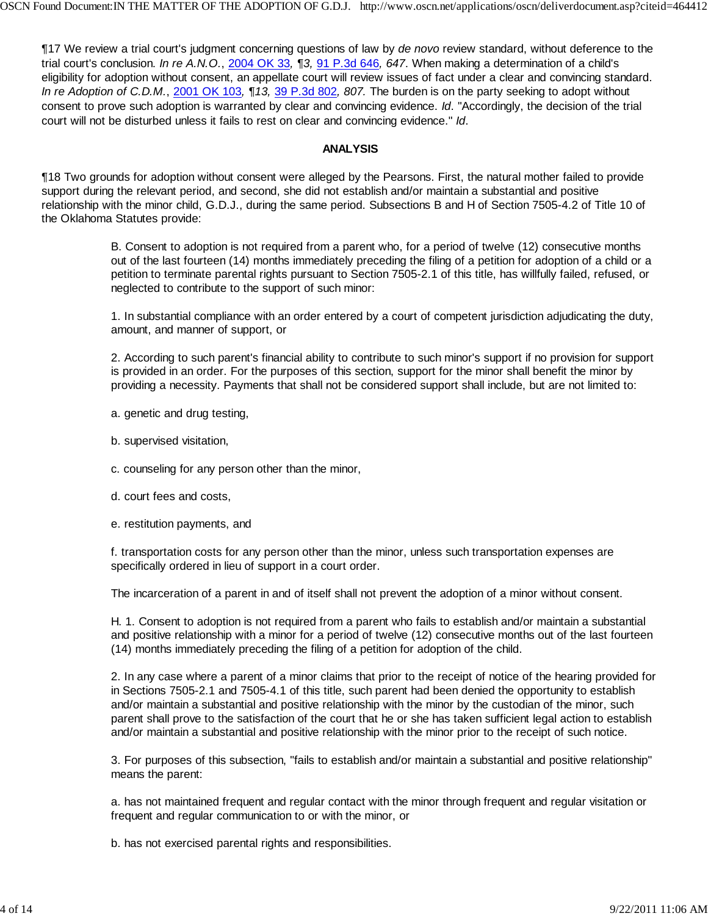¶17 We review a trial court's judgment concerning questions of law by *de novo* review standard, without deference to the trial court's conclusion. *In re A.N.O.*, 2004 OK 33, *¶3,* 91 P.3d 646*, 647*. When making a determination of a child's eligibility for adoption without consent, an appellate court will review issues of fact under a clear and convincing standard. *In re Adoption of C.D.M.*, 2001 OK 103*, ¶13,* 39 P.3d 802*, 807.* The burden is on the party seeking to adopt without consent to prove such adoption is warranted by clear and convincing evidence. *Id*. "Accordingly, the decision of the trial court will not be disturbed unless it fails to rest on clear and convincing evidence." *Id*.

## ANALYSIS

¶18 Two grounds for adoption without consent were alleged by the Pearsons. First, the natural mother failed to provide support during the relevant period, and second, she did not establish and/or maintain a substantial and positive relationship with the minor child, G.D.J., during the same period. Subsections B and H of Section 7505-4.2 of Title 10 of the Oklahoma Statutes provide:

> B. Consent to adoption is not required from a parent who, for a period of twelve (12) consecutive months out of the last fourteen (14) months immediately preceding the filing of a petition for adoption of a child or a petition to terminate parental rights pursuant to Section 7505-2.1 of this title, has willfully failed, refused, or neglected to contribute to the support of such minor:
>
> 1. In substantial compliance with an order entered by a court of competent jurisdiction adjudicating the duty, amount, and manner of support, or
>
> 2. According to such parent's financial ability to contribute to such minor's support if no provision for support is provided in an order. For the purposes of this section, support for the minor shall benefit the minor by providing a necessity. Payments that shall not be considered support shall include, but are not limited to:
>
> a. genetic and drug testing,
>
> b. supervised visitation,
>
> c. counseling for any person other than the minor,
>
> d. court fees and costs,
>
> e. restitution payments, and
>
> f. transportation costs for any person other than the minor, unless such transportation expenses are specifically ordered in lieu of support in a court order.
>
> The incarceration of a parent in and of itself shall not prevent the adoption of a minor without consent.
>
> H. 1. Consent to adoption is not required from a parent who fails to establish and/or maintain a substantial and positive relationship with a minor for a period of twelve (12) consecutive months out of the last fourteen (14) months immediately preceding the filing of a petition for adoption of the child.
>
> 2. In any case where a parent of a minor claims that prior to the receipt of notice of the hearing provided for in Sections 7505-2.1 and 7505-4.1 of this title, such parent had been denied the opportunity to establish and/or maintain a substantial and positive relationship with the minor by the custodian of the minor, such parent shall prove to the satisfaction of the court that he or she has taken sufficient legal action to establish and/or maintain a substantial and positive relationship with the minor prior to the receipt of such notice.
>
> 3. For purposes of this subsection, "fails to establish and/or maintain a substantial and positive relationship" means the parent:
>
> a. has not maintained frequent and regular contact with the minor through frequent and regular visitation or frequent and regular communication to or with the minor, or
>
> b. has not exercised parental rights and responsibilities.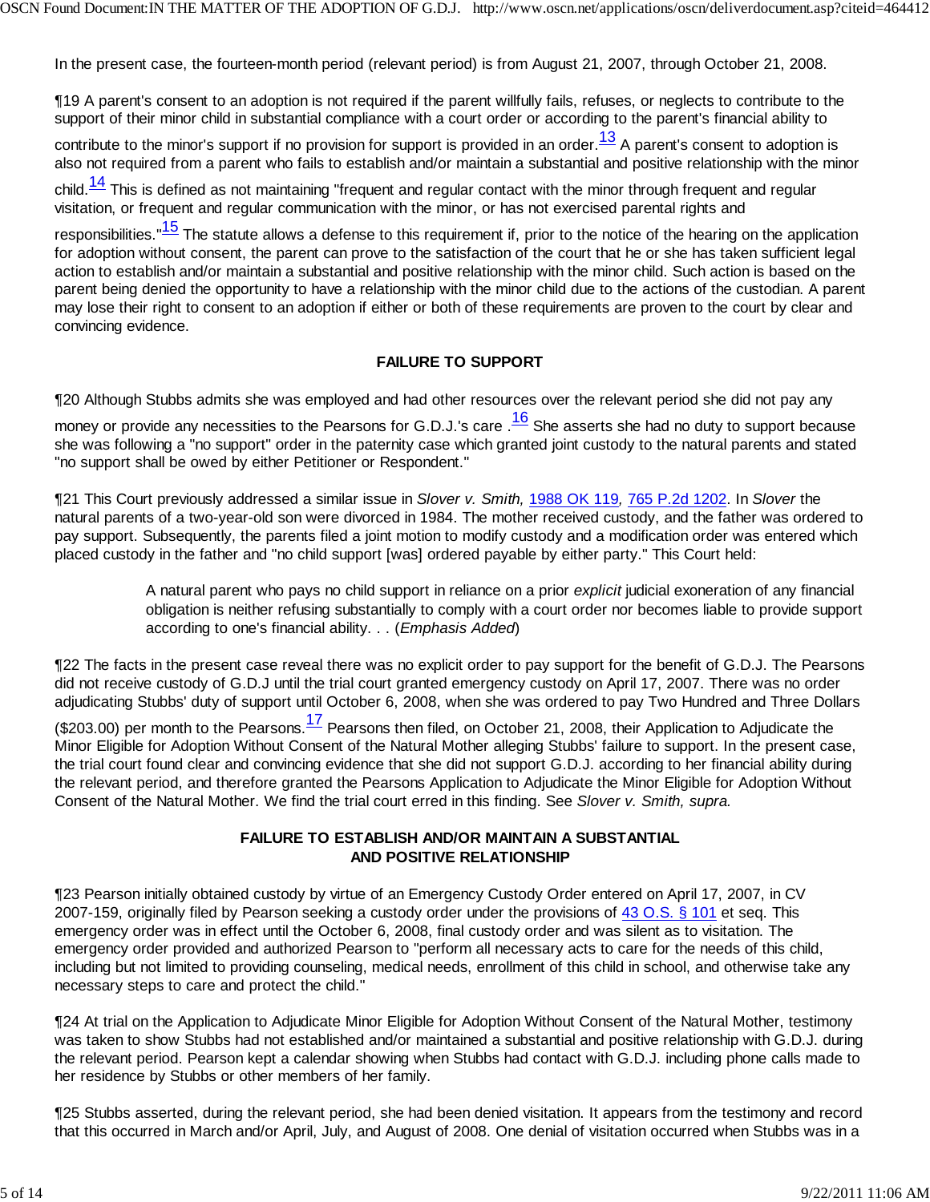In the present case, the fourteen-month period (relevant period) is from August 21, 2007, through October 21, 2008.

¶19 A parent's consent to an adoption is not required if the parent willfully fails, refuses, or neglects to contribute to the support of their minor child in substantial compliance with a court order or according to the parent's financial ability to contribute to the minor's support if no provision for support is provided in an order.[13] A parent's consent to adoption is also not required from a parent who fails to establish and/or maintain a substantial and positive relationship with the minor child.[14] This is defined as not maintaining "frequent and regular contact with the minor through frequent and regular visitation, or frequent and regular communication with the minor, or has not exercised parental rights and responsibilities."[15] The statute allows a defense to this requirement if, prior to the notice of the hearing on the application for adoption without consent, the parent can prove to the satisfaction of the court that he or she has taken sufficient legal action to establish and/or maintain a substantial and positive relationship with the minor child. Such action is based on the parent being denied the opportunity to have a relationship with the minor child due to the actions of the custodian. A parent may lose their right to consent to an adoption if either or both of these requirements are proven to the court by clear and convincing evidence.

## FAILURE TO SUPPORT

¶20 Although Stubbs admits she was employed and had other resources over the relevant period she did not pay any money or provide any necessities to the Pearsons for G.D.J.'s care .[16] She asserts she had no duty to support because she was following a "no support" order in the paternity case which granted joint custody to the natural parents and stated "no support shall be owed by either Petitioner or Respondent."

¶21 This Court previously addressed a similar issue in *Slover v. Smith,* 1988 OK 119*,* 765 P.2d 1202. In *Slover* the natural parents of a two-year-old son were divorced in 1984. The mother received custody, and the father was ordered to pay support. Subsequently, the parents filed a joint motion to modify custody and a modification order was entered which placed custody in the father and "no child support [was] ordered payable by either party." This Court held:

> A natural parent who pays no child support in reliance on a prior *explicit* judicial exoneration of any financial obligation is neither refusing substantially to comply with a court order nor becomes liable to provide support according to one's financial ability. . . (*Emphasis Added*)

¶22 The facts in the present case reveal there was no explicit order to pay support for the benefit of G.D.J. The Pearsons did not receive custody of G.D.J until the trial court granted emergency custody on April 17, 2007. There was no order adjudicating Stubbs' duty of support until October 6, 2008, when she was ordered to pay Two Hundred and Three Dollars ($203.00) per month to the Pearsons.[17] Pearsons then filed, on October 21, 2008, their Application to Adjudicate the Minor Eligible for Adoption Without Consent of the Natural Mother alleging Stubbs' failure to support. In the present case, the trial court found clear and convincing evidence that she did not support G.D.J. according to her financial ability during the relevant period, and therefore granted the Pearsons Application to Adjudicate the Minor Eligible for Adoption Without Consent of the Natural Mother. We find the trial court erred in this finding. See *Slover v. Smith, supra.*

## FAILURE TO ESTABLISH AND/OR MAINTAIN A SUBSTANTIAL AND POSITIVE RELATIONSHIP

¶23 Pearson initially obtained custody by virtue of an Emergency Custody Order entered on April 17, 2007, in CV 2007-159, originally filed by Pearson seeking a custody order under the provisions of 43 O.S. § 101 et seq. This emergency order was in effect until the October 6, 2008, final custody order and was silent as to visitation. The emergency order provided and authorized Pearson to "perform all necessary acts to care for the needs of this child, including but not limited to providing counseling, medical needs, enrollment of this child in school, and otherwise take any necessary steps to care and protect the child."

¶24 At trial on the Application to Adjudicate Minor Eligible for Adoption Without Consent of the Natural Mother, testimony was taken to show Stubbs had not established and/or maintained a substantial and positive relationship with G.D.J. during the relevant period. Pearson kept a calendar showing when Stubbs had contact with G.D.J. including phone calls made to her residence by Stubbs or other members of her family.

¶25 Stubbs asserted, during the relevant period, she had been denied visitation. It appears from the testimony and record that this occurred in March and/or April, July, and August of 2008. One denial of visitation occurred when Stubbs was in a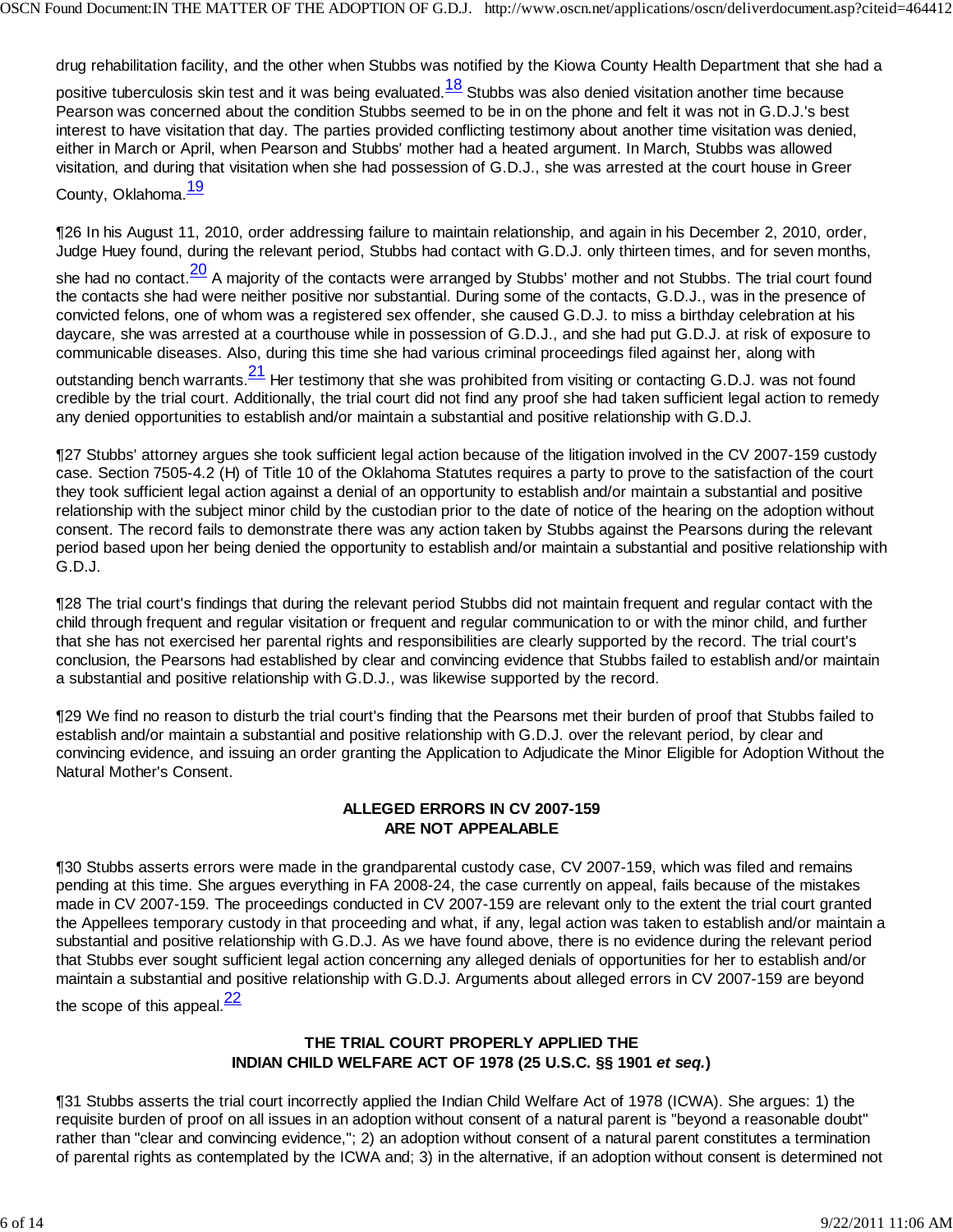drug rehabilitation facility, and the other when Stubbs was notified by the Kiowa County Health Department that she had a positive tuberculosis skin test and it was being evaluated.[18] Stubbs was also denied visitation another time because Pearson was concerned about the condition Stubbs seemed to be in on the phone and felt it was not in G.D.J.'s best interest to have visitation that day. The parties provided conflicting testimony about another time visitation was denied, either in March or April, when Pearson and Stubbs' mother had a heated argument. In March, Stubbs was allowed visitation, and during that visitation when she had possession of G.D.J., she was arrested at the court house in Greer County, Oklahoma.[19]

¶26 In his August 11, 2010, order addressing failure to maintain relationship, and again in his December 2, 2010, order, Judge Huey found, during the relevant period, Stubbs had contact with G.D.J. only thirteen times, and for seven months, she had no contact.[20] A majority of the contacts were arranged by Stubbs' mother and not Stubbs. The trial court found the contacts she had were neither positive nor substantial. During some of the contacts, G.D.J., was in the presence of convicted felons, one of whom was a registered sex offender, she caused G.D.J. to miss a birthday celebration at his daycare, she was arrested at a courthouse while in possession of G.D.J., and she had put G.D.J. at risk of exposure to communicable diseases. Also, during this time she had various criminal proceedings filed against her, along with outstanding bench warrants.[21] Her testimony that she was prohibited from visiting or contacting G.D.J. was not found credible by the trial court. Additionally, the trial court did not find any proof she had taken sufficient legal action to remedy any denied opportunities to establish and/or maintain a substantial and positive relationship with G.D.J.

¶27 Stubbs' attorney argues she took sufficient legal action because of the litigation involved in the CV 2007-159 custody case. Section 7505-4.2 (H) of Title 10 of the Oklahoma Statutes requires a party to prove to the satisfaction of the court they took sufficient legal action against a denial of an opportunity to establish and/or maintain a substantial and positive relationship with the subject minor child by the custodian prior to the date of notice of the hearing on the adoption without consent. The record fails to demonstrate there was any action taken by Stubbs against the Pearsons during the relevant period based upon her being denied the opportunity to establish and/or maintain a substantial and positive relationship with G.D.J.

¶28 The trial court's findings that during the relevant period Stubbs did not maintain frequent and regular contact with the child through frequent and regular visitation or frequent and regular communication to or with the minor child, and further that she has not exercised her parental rights and responsibilities are clearly supported by the record. The trial court's conclusion, the Pearsons had established by clear and convincing evidence that Stubbs failed to establish and/or maintain a substantial and positive relationship with G.D.J., was likewise supported by the record.

¶29 We find no reason to disturb the trial court's finding that the Pearsons met their burden of proof that Stubbs failed to establish and/or maintain a substantial and positive relationship with G.D.J. over the relevant period, by clear and convincing evidence, and issuing an order granting the Application to Adjudicate the Minor Eligible for Adoption Without the Natural Mother's Consent.

### ALLEGED ERRORS IN CV 2007-159 ARE NOT APPEALABLE

¶30 Stubbs asserts errors were made in the grandparental custody case, CV 2007-159, which was filed and remains pending at this time. She argues everything in FA 2008-24, the case currently on appeal, fails because of the mistakes made in CV 2007-159. The proceedings conducted in CV 2007-159 are relevant only to the extent the trial court granted the Appellees temporary custody in that proceeding and what, if any, legal action was taken to establish and/or maintain a substantial and positive relationship with G.D.J. As we have found above, there is no evidence during the relevant period that Stubbs ever sought sufficient legal action concerning any alleged denials of opportunities for her to establish and/or maintain a substantial and positive relationship with G.D.J. Arguments about alleged errors in CV 2007-159 are beyond the scope of this appeal.[22]

### THE TRIAL COURT PROPERLY APPLIED THE INDIAN CHILD WELFARE ACT OF 1978 (25 U.S.C. §§ 1901 *et seq.*)

¶31 Stubbs asserts the trial court incorrectly applied the Indian Child Welfare Act of 1978 (ICWA). She argues: 1) the requisite burden of proof on all issues in an adoption without consent of a natural parent is "beyond a reasonable doubt" rather than "clear and convincing evidence,"; 2) an adoption without consent of a natural parent constitutes a termination of parental rights as contemplated by the ICWA and; 3) in the alternative, if an adoption without consent is determined not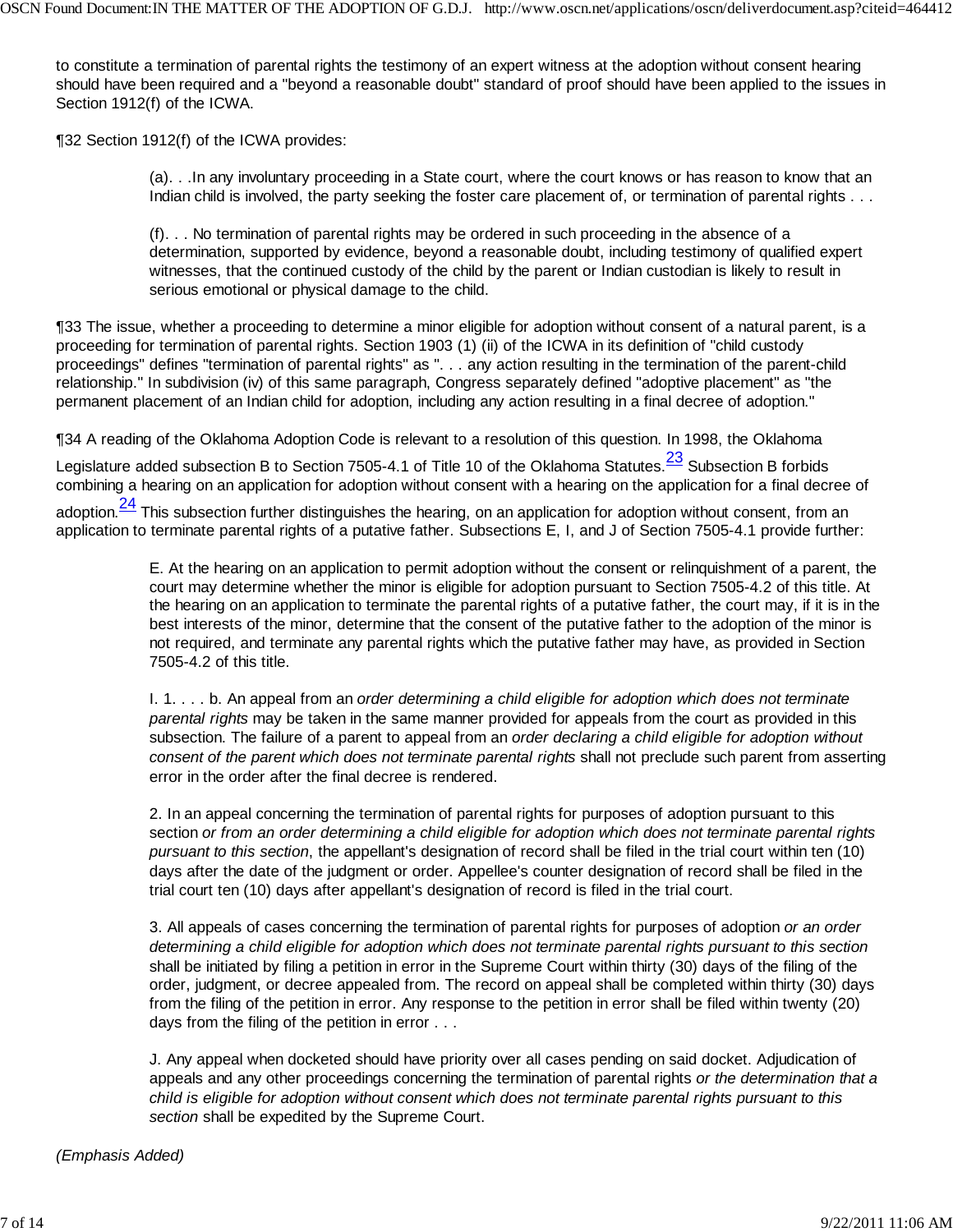to constitute a termination of parental rights the testimony of an expert witness at the adoption without consent hearing should have been required and a "beyond a reasonable doubt" standard of proof should have been applied to the issues in Section 1912(f) of the ICWA.

¶32 Section 1912(f) of the ICWA provides:

> (a). . .In any involuntary proceeding in a State court, where the court knows or has reason to know that an Indian child is involved, the party seeking the foster care placement of, or termination of parental rights . . .
>
> (f). . . No termination of parental rights may be ordered in such proceeding in the absence of a determination, supported by evidence, beyond a reasonable doubt, including testimony of qualified expert witnesses, that the continued custody of the child by the parent or Indian custodian is likely to result in serious emotional or physical damage to the child.

¶33 The issue, whether a proceeding to determine a minor eligible for adoption without consent of a natural parent, is a proceeding for termination of parental rights. Section 1903 (1) (ii) of the ICWA in its definition of "child custody proceedings" defines "termination of parental rights" as ". . . any action resulting in the termination of the parent-child relationship." In subdivision (iv) of this same paragraph, Congress separately defined "adoptive placement" as "the permanent placement of an Indian child for adoption, including any action resulting in a final decree of adoption."

¶34 A reading of the Oklahoma Adoption Code is relevant to a resolution of this question. In 1998, the Oklahoma Legislature added subsection B to Section 7505-4.1 of Title 10 of the Oklahoma Statutes.[23] Subsection B forbids combining a hearing on an application for adoption without consent with a hearing on the application for a final decree of adoption.[24] This subsection further distinguishes the hearing, on an application for adoption without consent, from an application to terminate parental rights of a putative father. Subsections E, I, and J of Section 7505-4.1 provide further:

> E. At the hearing on an application to permit adoption without the consent or relinquishment of a parent, the court may determine whether the minor is eligible for adoption pursuant to Section 7505-4.2 of this title. At the hearing on an application to terminate the parental rights of a putative father, the court may, if it is in the best interests of the minor, determine that the consent of the putative father to the adoption of the minor is not required, and terminate any parental rights which the putative father may have, as provided in Section 7505-4.2 of this title.
>
> I. 1. . . . b. An appeal from an *order determining a child eligible for adoption which does not terminate parental rights* may be taken in the same manner provided for appeals from the court as provided in this subsection. The failure of a parent to appeal from an *order declaring a child eligible for adoption without consent of the parent which does not terminate parental rights* shall not preclude such parent from asserting error in the order after the final decree is rendered.
>
> 2. In an appeal concerning the termination of parental rights for purposes of adoption pursuant to this section *or from an order determining a child eligible for adoption which does not terminate parental rights pursuant to this section*, the appellant's designation of record shall be filed in the trial court within ten (10) days after the date of the judgment or order. Appellee's counter designation of record shall be filed in the trial court ten (10) days after appellant's designation of record is filed in the trial court.
>
> 3. All appeals of cases concerning the termination of parental rights for purposes of adoption *or an order determining a child eligible for adoption which does not terminate parental rights pursuant to this section* shall be initiated by filing a petition in error in the Supreme Court within thirty (30) days of the filing of the order, judgment, or decree appealed from. The record on appeal shall be completed within thirty (30) days from the filing of the petition in error. Any response to the petition in error shall be filed within twenty (20) days from the filing of the petition in error . . .
>
> J. Any appeal when docketed should have priority over all cases pending on said docket. Adjudication of appeals and any other proceedings concerning the termination of parental rights *or the determination that a child is eligible for adoption without consent which does not terminate parental rights pursuant to this section* shall be expedited by the Supreme Court.

*(Emphasis Added)*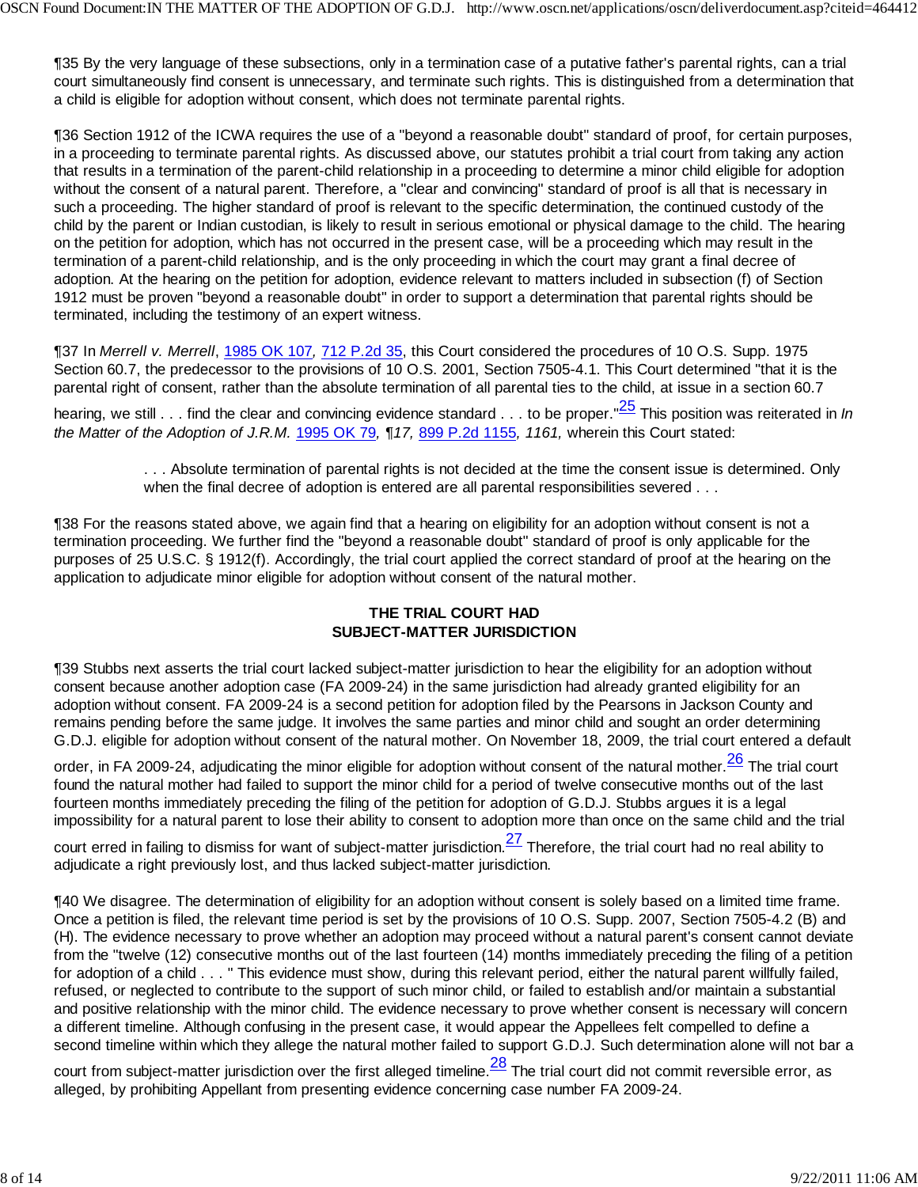¶35 By the very language of these subsections, only in a termination case of a putative father's parental rights, can a trial court simultaneously find consent is unnecessary, and terminate such rights. This is distinguished from a determination that a child is eligible for adoption without consent, which does not terminate parental rights.

¶36 Section 1912 of the ICWA requires the use of a "beyond a reasonable doubt" standard of proof, for certain purposes, in a proceeding to terminate parental rights. As discussed above, our statutes prohibit a trial court from taking any action that results in a termination of the parent-child relationship in a proceeding to determine a minor child eligible for adoption without the consent of a natural parent. Therefore, a "clear and convincing" standard of proof is all that is necessary in such a proceeding. The higher standard of proof is relevant to the specific determination, the continued custody of the child by the parent or Indian custodian, is likely to result in serious emotional or physical damage to the child. The hearing on the petition for adoption, which has not occurred in the present case, will be a proceeding which may result in the termination of a parent-child relationship, and is the only proceeding in which the court may grant a final decree of adoption. At the hearing on the petition for adoption, evidence relevant to matters included in subsection (f) of Section 1912 must be proven "beyond a reasonable doubt" in order to support a determination that parental rights should be terminated, including the testimony of an expert witness.

¶37 In *Merrell v. Merrell*, 1985 OK 107*,* 712 P.2d 35, this Court considered the procedures of 10 O.S. Supp. 1975 Section 60.7, the predecessor to the provisions of 10 O.S. 2001, Section 7505-4.1. This Court determined "that it is the parental right of consent, rather than the absolute termination of all parental ties to the child, at issue in a section 60.7 hearing, we still . . . find the clear and convincing evidence standard . . . to be proper."[25] This position was reiterated in *In the Matter of the Adoption of J.R.M.* 1995 OK 79*, ¶17,* 899 P.2d 1155*, 1161,* wherein this Court stated:

> . . . Absolute termination of parental rights is not decided at the time the consent issue is determined. Only when the final decree of adoption is entered are all parental responsibilities severed . . .

¶38 For the reasons stated above, we again find that a hearing on eligibility for an adoption without consent is not a termination proceeding. We further find the "beyond a reasonable doubt" standard of proof is only applicable for the purposes of 25 U.S.C. § 1912(f). Accordingly, the trial court applied the correct standard of proof at the hearing on the application to adjudicate minor eligible for adoption without consent of the natural mother.

## THE TRIAL COURT HAD SUBJECT-MATTER JURISDICTION

¶39 Stubbs next asserts the trial court lacked subject-matter jurisdiction to hear the eligibility for an adoption without consent because another adoption case (FA 2009-24) in the same jurisdiction had already granted eligibility for an adoption without consent. FA 2009-24 is a second petition for adoption filed by the Pearsons in Jackson County and remains pending before the same judge. It involves the same parties and minor child and sought an order determining G.D.J. eligible for adoption without consent of the natural mother. On November 18, 2009, the trial court entered a default order, in FA 2009-24, adjudicating the minor eligible for adoption without consent of the natural mother.[26] The trial court found the natural mother had failed to support the minor child for a period of twelve consecutive months out of the last fourteen months immediately preceding the filing of the petition for adoption of G.D.J. Stubbs argues it is a legal impossibility for a natural parent to lose their ability to consent to adoption more than once on the same child and the trial court erred in failing to dismiss for want of subject-matter jurisdiction.[27] Therefore, the trial court had no real ability to adjudicate a right previously lost, and thus lacked subject-matter jurisdiction.

¶40 We disagree. The determination of eligibility for an adoption without consent is solely based on a limited time frame. Once a petition is filed, the relevant time period is set by the provisions of 10 O.S. Supp. 2007, Section 7505-4.2 (B) and (H). The evidence necessary to prove whether an adoption may proceed without a natural parent's consent cannot deviate from the "twelve (12) consecutive months out of the last fourteen (14) months immediately preceding the filing of a petition for adoption of a child . . . " This evidence must show, during this relevant period, either the natural parent willfully failed, refused, or neglected to contribute to the support of such minor child, or failed to establish and/or maintain a substantial and positive relationship with the minor child. The evidence necessary to prove whether consent is necessary will concern a different timeline. Although confusing in the present case, it would appear the Appellees felt compelled to define a second timeline within which they allege the natural mother failed to support G.D.J. Such determination alone will not bar a court from subject-matter jurisdiction over the first alleged timeline.[28] The trial court did not commit reversible error, as alleged, by prohibiting Appellant from presenting evidence concerning case number FA 2009-24.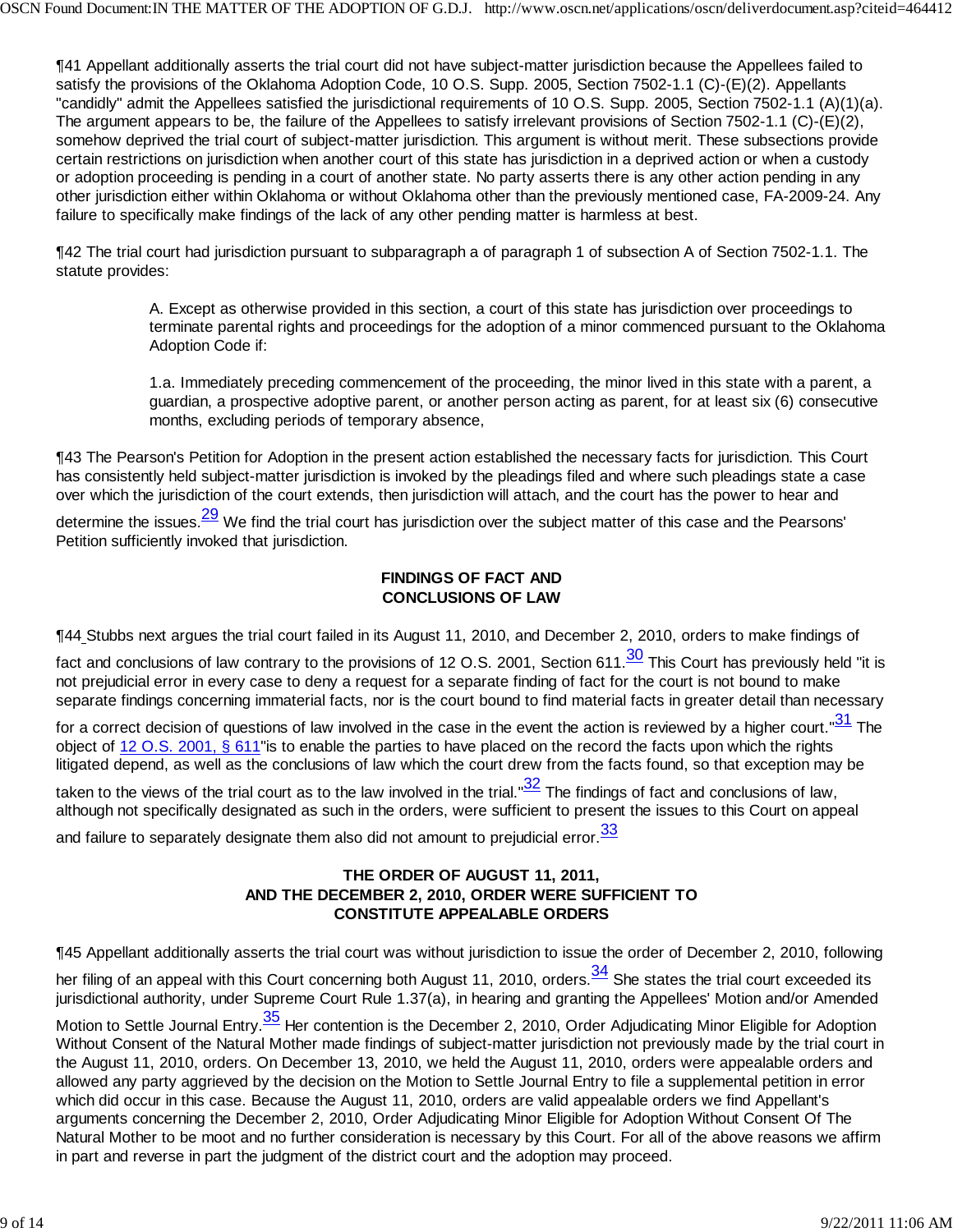¶41 Appellant additionally asserts the trial court did not have subject-matter jurisdiction because the Appellees failed to satisfy the provisions of the Oklahoma Adoption Code, 10 O.S. Supp. 2005, Section 7502-1.1 (C)-(E)(2). Appellants "candidly" admit the Appellees satisfied the jurisdictional requirements of 10 O.S. Supp. 2005, Section 7502-1.1 (A)(1)(a). The argument appears to be, the failure of the Appellees to satisfy irrelevant provisions of Section 7502-1.1 (C)-(E)(2), somehow deprived the trial court of subject-matter jurisdiction. This argument is without merit. These subsections provide certain restrictions on jurisdiction when another court of this state has jurisdiction in a deprived action or when a custody or adoption proceeding is pending in a court of another state. No party asserts there is any other action pending in any other jurisdiction either within Oklahoma or without Oklahoma other than the previously mentioned case, FA-2009-24. Any failure to specifically make findings of the lack of any other pending matter is harmless at best.

¶42 The trial court had jurisdiction pursuant to subparagraph a of paragraph 1 of subsection A of Section 7502-1.1. The statute provides:

> A. Except as otherwise provided in this section, a court of this state has jurisdiction over proceedings to terminate parental rights and proceedings for the adoption of a minor commenced pursuant to the Oklahoma Adoption Code if:
>
> 1.a. Immediately preceding commencement of the proceeding, the minor lived in this state with a parent, a guardian, a prospective adoptive parent, or another person acting as parent, for at least six (6) consecutive months, excluding periods of temporary absence,

¶43 The Pearson's Petition for Adoption in the present action established the necessary facts for jurisdiction. This Court has consistently held subject-matter jurisdiction is invoked by the pleadings filed and where such pleadings state a case over which the jurisdiction of the court extends, then jurisdiction will attach, and the court has the power to hear and determine the issues.[29] We find the trial court has jurisdiction over the subject matter of this case and the Pearsons' Petition sufficiently invoked that jurisdiction.

## FINDINGS OF FACT AND CONCLUSIONS OF LAW

¶44 Stubbs next argues the trial court failed in its August 11, 2010, and December 2, 2010, orders to make findings of fact and conclusions of law contrary to the provisions of 12 O.S. 2001, Section 611.[30] This Court has previously held "it is not prejudicial error in every case to deny a request for a separate finding of fact for the court is not bound to make separate findings concerning immaterial facts, nor is the court bound to find material facts in greater detail than necessary for a correct decision of questions of law involved in the case in the event the action is reviewed by a higher court."[31] The object of 12 O.S. 2001, § 611"is to enable the parties to have placed on the record the facts upon which the rights litigated depend, as well as the conclusions of law which the court drew from the facts found, so that exception may be taken to the views of the trial court as to the law involved in the trial."[32] The findings of fact and conclusions of law, although not specifically designated as such in the orders, were sufficient to present the issues to this Court on appeal and failure to separately designate them also did not amount to prejudicial error.[33]

## THE ORDER OF AUGUST 11, 2011, AND THE DECEMBER 2, 2010, ORDER WERE SUFFICIENT TO CONSTITUTE APPEALABLE ORDERS

¶45 Appellant additionally asserts the trial court was without jurisdiction to issue the order of December 2, 2010, following her filing of an appeal with this Court concerning both August 11, 2010, orders.[34] She states the trial court exceeded its jurisdictional authority, under Supreme Court Rule 1.37(a), in hearing and granting the Appellees' Motion and/or Amended Motion to Settle Journal Entry.[35] Her contention is the December 2, 2010, Order Adjudicating Minor Eligible for Adoption Without Consent of the Natural Mother made findings of subject-matter jurisdiction not previously made by the trial court in the August 11, 2010, orders. On December 13, 2010, we held the August 11, 2010, orders were appealable orders and allowed any party aggrieved by the decision on the Motion to Settle Journal Entry to file a supplemental petition in error which did occur in this case. Because the August 11, 2010, orders are valid appealable orders we find Appellant's arguments concerning the December 2, 2010, Order Adjudicating Minor Eligible for Adoption Without Consent Of The Natural Mother to be moot and no further consideration is necessary by this Court. For all of the above reasons we affirm in part and reverse in part the judgment of the district court and the adoption may proceed.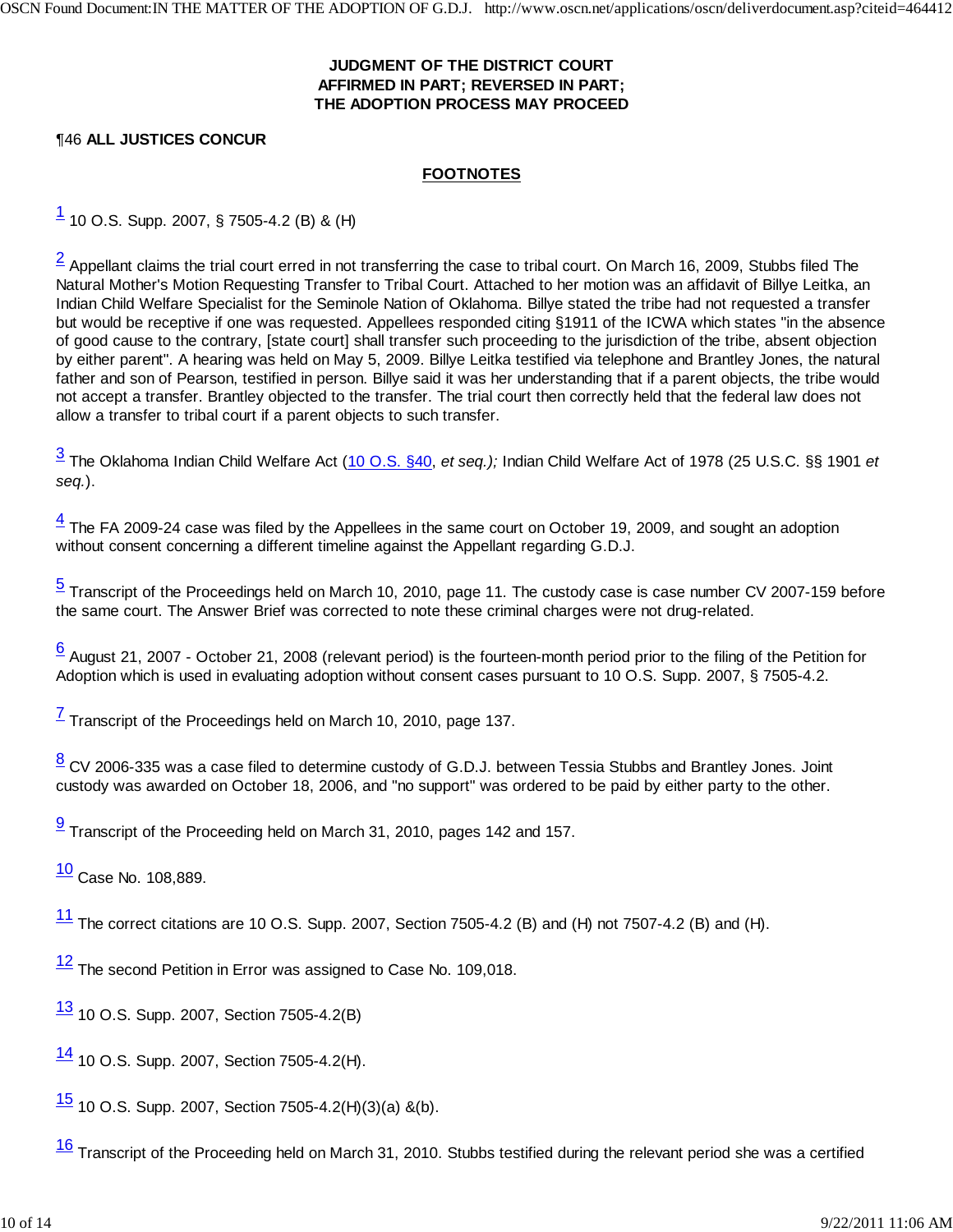**JUDGMENT OF THE DISTRICT COURT**
**AFFIRMED IN PART; REVERSED IN PART;**
**THE ADOPTION PROCESS MAY PROCEED**

¶46 **ALL JUSTICES CONCUR**

## FOOTNOTES

1 10 O.S. Supp. 2007, § 7505-4.2 (B) & (H)

2 Appellant claims the trial court erred in not transferring the case to tribal court. On March 16, 2009, Stubbs filed The Natural Mother's Motion Requesting Transfer to Tribal Court. Attached to her motion was an affidavit of Billye Leitka, an Indian Child Welfare Specialist for the Seminole Nation of Oklahoma. Billye stated the tribe had not requested a transfer but would be receptive if one was requested. Appellees responded citing §1911 of the ICWA which states "in the absence of good cause to the contrary, [state court] shall transfer such proceeding to the jurisdiction of the tribe, absent objection by either parent". A hearing was held on May 5, 2009. Billye Leitka testified via telephone and Brantley Jones, the natural father and son of Pearson, testified in person. Billye said it was her understanding that if a parent objects, the tribe would not accept a transfer. Brantley objected to the transfer. The trial court then correctly held that the federal law does not allow a transfer to tribal court if a parent objects to such transfer.

3 The Oklahoma Indian Child Welfare Act (10 O.S. §40, *et seq.);* Indian Child Welfare Act of 1978 (25 U.S.C. §§ 1901 *et seq.*).

4 The FA 2009-24 case was filed by the Appellees in the same court on October 19, 2009, and sought an adoption without consent concerning a different timeline against the Appellant regarding G.D.J.

5 Transcript of the Proceedings held on March 10, 2010, page 11. The custody case is case number CV 2007-159 before the same court. The Answer Brief was corrected to note these criminal charges were not drug-related.

6 August 21, 2007 - October 21, 2008 (relevant period) is the fourteen-month period prior to the filing of the Petition for Adoption which is used in evaluating adoption without consent cases pursuant to 10 O.S. Supp. 2007, § 7505-4.2.

7 Transcript of the Proceedings held on March 10, 2010, page 137.

8 CV 2006-335 was a case filed to determine custody of G.D.J. between Tessia Stubbs and Brantley Jones. Joint custody was awarded on October 18, 2006, and "no support" was ordered to be paid by either party to the other.

9 Transcript of the Proceeding held on March 31, 2010, pages 142 and 157.

10 Case No. 108,889.

11 The correct citations are 10 O.S. Supp. 2007, Section 7505-4.2 (B) and (H) not 7507-4.2 (B) and (H).

12 The second Petition in Error was assigned to Case No. 109,018.

13 10 O.S. Supp. 2007, Section 7505-4.2(B)

14 10 O.S. Supp. 2007, Section 7505-4.2(H).

15 10 O.S. Supp. 2007, Section 7505-4.2(H)(3)(a) &(b).

16 Transcript of the Proceeding held on March 31, 2010. Stubbs testified during the relevant period she was a certified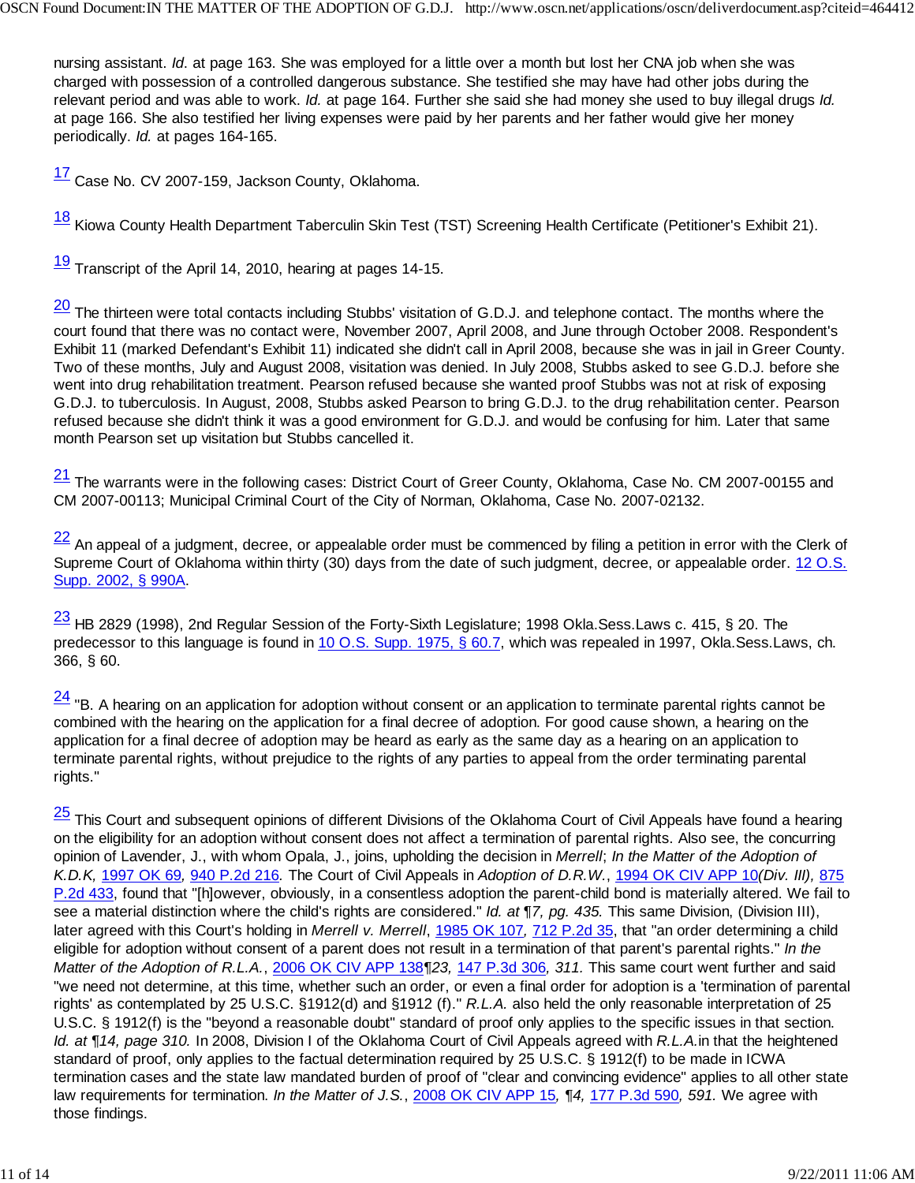nursing assistant. *Id.* at page 163. She was employed for a little over a month but lost her CNA job when she was charged with possession of a controlled dangerous substance. She testified she may have had other jobs during the relevant period and was able to work. *Id.* at page 164. Further she said she had money she used to buy illegal drugs *Id.* at page 166. She also testified her living expenses were paid by her parents and her father would give her money periodically. *Id.* at pages 164-165.

[17] Case No. CV 2007-159, Jackson County, Oklahoma.

[18] Kiowa County Health Department Taberculin Skin Test (TST) Screening Health Certificate (Petitioner's Exhibit 21).

[19] Transcript of the April 14, 2010, hearing at pages 14-15.

[20] The thirteen were total contacts including Stubbs' visitation of G.D.J. and telephone contact. The months where the court found that there was no contact were, November 2007, April 2008, and June through October 2008. Respondent's Exhibit 11 (marked Defendant's Exhibit 11) indicated she didn't call in April 2008, because she was in jail in Greer County. Two of these months, July and August 2008, visitation was denied. In July 2008, Stubbs asked to see G.D.J. before she went into drug rehabilitation treatment. Pearson refused because she wanted proof Stubbs was not at risk of exposing G.D.J. to tuberculosis. In August, 2008, Stubbs asked Pearson to bring G.D.J. to the drug rehabilitation center. Pearson refused because she didn't think it was a good environment for G.D.J. and would be confusing for him. Later that same month Pearson set up visitation but Stubbs cancelled it.

[21] The warrants were in the following cases: District Court of Greer County, Oklahoma, Case No. CM 2007-00155 and CM 2007-00113; Municipal Criminal Court of the City of Norman, Oklahoma, Case No. 2007-02132.

[22] An appeal of a judgment, decree, or appealable order must be commenced by filing a petition in error with the Clerk of Supreme Court of Oklahoma within thirty (30) days from the date of such judgment, decree, or appealable order. 12 O.S. Supp. 2002, § 990A.

[23] HB 2829 (1998), 2nd Regular Session of the Forty-Sixth Legislature; 1998 Okla.Sess.Laws c. 415, § 20. The predecessor to this language is found in 10 O.S. Supp. 1975, § 60.7, which was repealed in 1997, Okla.Sess.Laws, ch. 366, § 60.

[24] "B. A hearing on an application for adoption without consent or an application to terminate parental rights cannot be combined with the hearing on the application for a final decree of adoption. For good cause shown, a hearing on the application for a final decree of adoption may be heard as early as the same day as a hearing on an application to terminate parental rights, without prejudice to the rights of any parties to appeal from the order terminating parental rights."

[25] This Court and subsequent opinions of different Divisions of the Oklahoma Court of Civil Appeals have found a hearing on the eligibility for an adoption without consent does not affect a termination of parental rights. Also see, the concurring opinion of Lavender, J., with whom Opala, J., joins, upholding the decision in *Merrell*; *In the Matter of the Adoption of K.D.K,* 1997 OK 69*,* 940 P.2d 216. The Court of Civil Appeals in *Adoption of D.R.W.*, 1994 OK CIV APP 10*(Div. III),* 875 P.2d 433, found that "[h]owever, obviously, in a consentless adoption the parent-child bond is materially altered. We fail to see a material distinction where the child's rights are considered." *Id. at ¶7, pg. 435.* This same Division, (Division III), later agreed with this Court's holding in *Merrell v. Merrell*, 1985 OK 107*,* 712 P.2d 35, that "an order determining a child eligible for adoption without consent of a parent does not result in a termination of that parent's parental rights." *In the Matter of the Adoption of R.L.A.*, 2006 OK CIV APP 138*¶23,* 147 P.3d 306*, 311.* This same court went further and said "we need not determine, at this time, whether such an order, or even a final order for adoption is a 'termination of parental rights' as contemplated by 25 U.S.C. §1912(d) and §1912 (f)." *R.L.A.* also held the only reasonable interpretation of 25 U.S.C. § 1912(f) is the "beyond a reasonable doubt" standard of proof only applies to the specific issues in that section. *Id. at ¶14, page 310.* In 2008, Division I of the Oklahoma Court of Civil Appeals agreed with *R.L.A.*in that the heightened standard of proof, only applies to the factual determination required by 25 U.S.C. § 1912(f) to be made in ICWA termination cases and the state law mandated burden of proof of "clear and convincing evidence" applies to all other state law requirements for termination. *In the Matter of J.S.*, 2008 OK CIV APP 15*, ¶4,* 177 P.3d 590*, 591.* We agree with those findings.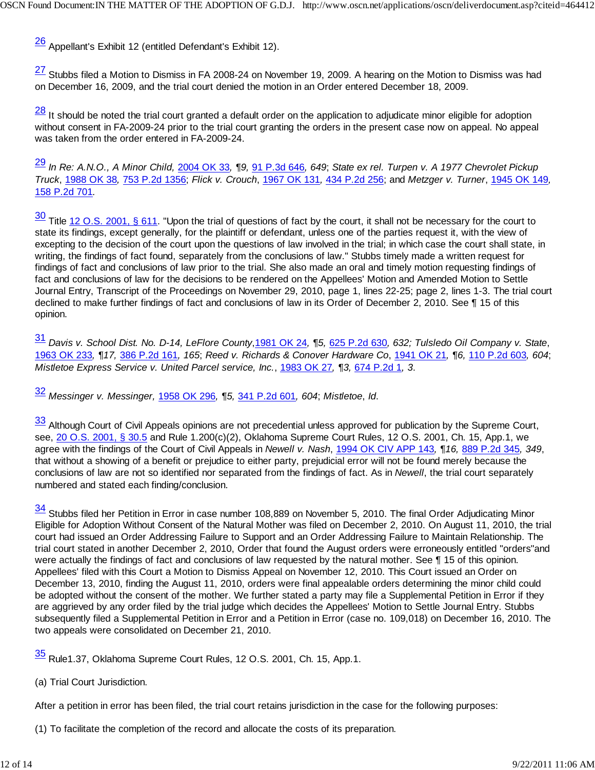[26] Appellant's Exhibit 12 (entitled Defendant's Exhibit 12).

[27] Stubbs filed a Motion to Dismiss in FA 2008-24 on November 19, 2009. A hearing on the Motion to Dismiss was had on December 16, 2009, and the trial court denied the motion in an Order entered December 18, 2009.

[28] It should be noted the trial court granted a default order on the application to adjudicate minor eligible for adoption without consent in FA-2009-24 prior to the trial court granting the orders in the present case now on appeal. No appeal was taken from the order entered in FA-2009-24.

[29] *In Re: A.N.O., A Minor Child,* 2004 OK 33*, ¶9,* 91 P.3d 646*, 649*; *State ex rel. Turpen v. A 1977 Chevrolet Pickup Truck*, 1988 OK 38*,* 753 P.2d 1356; *Flick v. Crouch*, 1967 OK 131*,* 434 P.2d 256; and *Metzger v. Turner*, 1945 OK 149*,* 158 P.2d 701*.*

[30] Title 12 O.S. 2001, § 611. "Upon the trial of questions of fact by the court, it shall not be necessary for the court to state its findings, except generally, for the plaintiff or defendant, unless one of the parties request it, with the view of excepting to the decision of the court upon the questions of law involved in the trial; in which case the court shall state, in writing, the findings of fact found, separately from the conclusions of law." Stubbs timely made a written request for findings of fact and conclusions of law prior to the trial. She also made an oral and timely motion requesting findings of fact and conclusions of law for the decisions to be rendered on the Appellees' Motion and Amended Motion to Settle Journal Entry, Transcript of the Proceedings on November 29, 2010, page 1, lines 22-25; page 2, lines 1-3. The trial court declined to make further findings of fact and conclusions of law in its Order of December 2, 2010. See ¶ 15 of this opinion.

[31] *Davis v. School Dist. No. D-14, LeFlore County,*1981 OK 24*, ¶5,* 625 P.2d 630*, 632; Tulsledo Oil Company v. State*, 1963 OK 233*, ¶17,* 386 P.2d 161*, 165*; *Reed v. Richards & Conover Hardware Co*, 1941 OK 21*, ¶6,* 110 P.2d 603*, 604*; *Mistletoe Express Service v. United Parcel service, Inc.*, 1983 OK 27*, ¶3,* 674 P.2d 1*, 3*.

[32] *Messinger v. Messinger,* 1958 OK 296*, ¶5,* 341 P.2d 601*, 604*; *Mistletoe*, *Id*.

[33] Although Court of Civil Appeals opinions are not precedential unless approved for publication by the Supreme Court, see, 20 O.S. 2001, § 30.5 and Rule 1.200(c)(2), Oklahoma Supreme Court Rules, 12 O.S. 2001, Ch. 15, App.1, we agree with the findings of the Court of Civil Appeals in *Newell v. Nash*, 1994 OK CIV APP 143*, ¶16,* 889 P.2d 345*, 349*, that without a showing of a benefit or prejudice to either party, prejudicial error will not be found merely because the conclusions of law are not so identified nor separated from the findings of fact. As in *Newell*, the trial court separately numbered and stated each finding/conclusion.

[34] Stubbs filed her Petition in Error in case number 108,889 on November 5, 2010. The final Order Adjudicating Minor Eligible for Adoption Without Consent of the Natural Mother was filed on December 2, 2010. On August 11, 2010, the trial court had issued an Order Addressing Failure to Support and an Order Addressing Failure to Maintain Relationship. The trial court stated in another December 2, 2010, Order that found the August orders were erroneously entitled "orders"and were actually the findings of fact and conclusions of law requested by the natural mother. See ¶ 15 of this opinion. Appellees' filed with this Court a Motion to Dismiss Appeal on November 12, 2010. This Court issued an Order on December 13, 2010, finding the August 11, 2010, orders were final appealable orders determining the minor child could be adopted without the consent of the mother. We further stated a party may file a Supplemental Petition in Error if they are aggrieved by any order filed by the trial judge which decides the Appellees' Motion to Settle Journal Entry. Stubbs subsequently filed a Supplemental Petition in Error and a Petition in Error (case no. 109,018) on December 16, 2010. The two appeals were consolidated on December 21, 2010.

[35] Rule1.37, Oklahoma Supreme Court Rules, 12 O.S. 2001, Ch. 15, App.1.

(a) Trial Court Jurisdiction.

After a petition in error has been filed, the trial court retains jurisdiction in the case for the following purposes:

(1) To facilitate the completion of the record and allocate the costs of its preparation.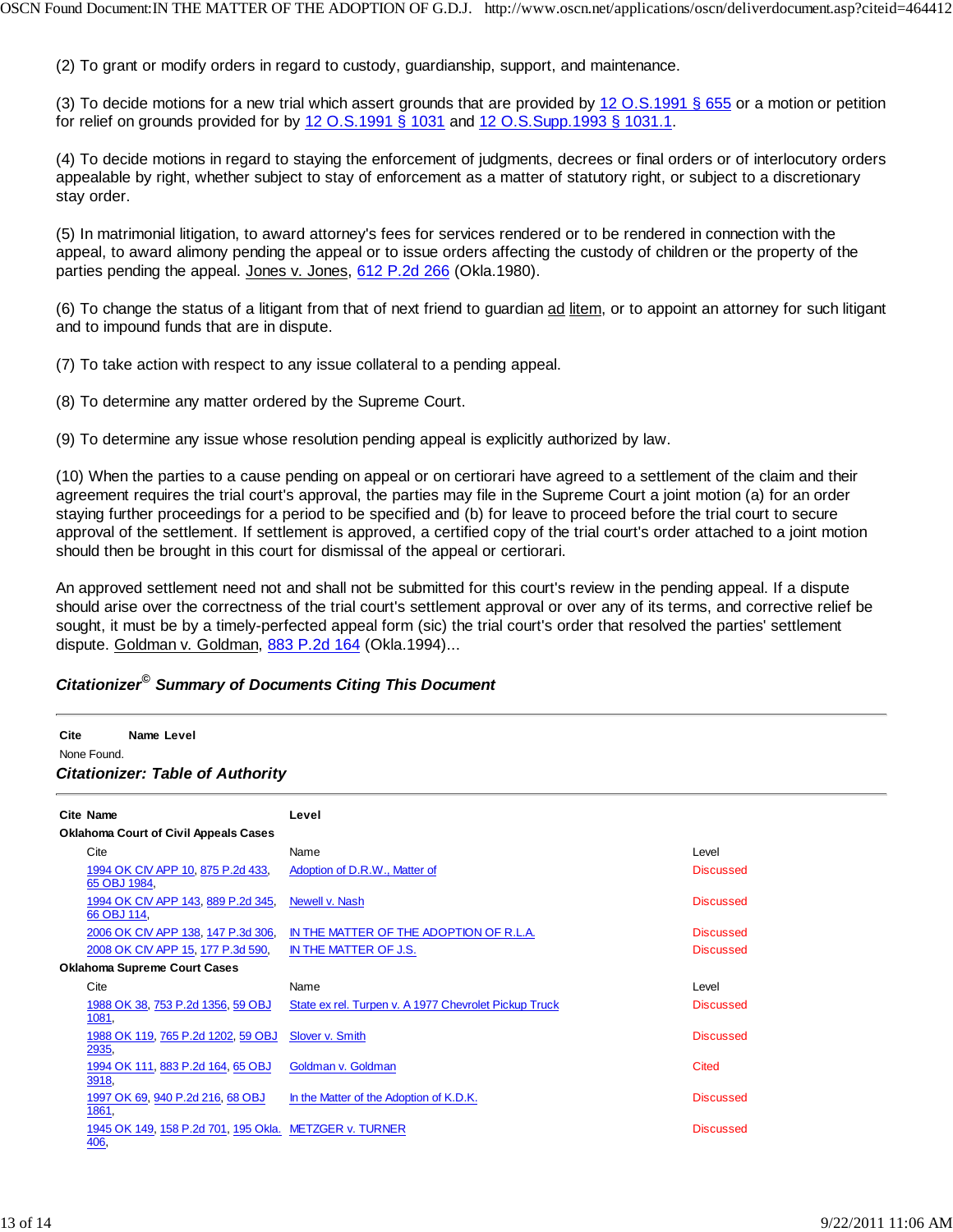(2) To grant or modify orders in regard to custody, guardianship, support, and maintenance.

(3) To decide motions for a new trial which assert grounds that are provided by 12 O.S.1991 § 655 or a motion or petition for relief on grounds provided for by 12 O.S.1991 § 1031 and 12 O.S.Supp.1993 § 1031.1.

(4) To decide motions in regard to staying the enforcement of judgments, decrees or final orders or of interlocutory orders appealable by right, whether subject to stay of enforcement as a matter of statutory right, or subject to a discretionary stay order.

(5) In matrimonial litigation, to award attorney's fees for services rendered or to be rendered in connection with the appeal, to award alimony pending the appeal or to issue orders affecting the custody of children or the property of the parties pending the appeal. Jones v. Jones, 612 P.2d 266 (Okla.1980).

(6) To change the status of a litigant from that of next friend to guardian ad litem, or to appoint an attorney for such litigant and to impound funds that are in dispute.

(7) To take action with respect to any issue collateral to a pending appeal.

(8) To determine any matter ordered by the Supreme Court.

(9) To determine any issue whose resolution pending appeal is explicitly authorized by law.

(10) When the parties to a cause pending on appeal or on certiorari have agreed to a settlement of the claim and their agreement requires the trial court's approval, the parties may file in the Supreme Court a joint motion (a) for an order staying further proceedings for a period to be specified and (b) for leave to proceed before the trial court to secure approval of the settlement. If settlement is approved, a certified copy of the trial court's order attached to a joint motion should then be brought in this court for dismissal of the appeal or certiorari.

An approved settlement need not and shall not be submitted for this court's review in the pending appeal. If a dispute should arise over the correctness of the trial court's settlement approval or over any of its terms, and corrective relief be sought, it must be by a timely-perfected appeal form (sic) the trial court's order that resolved the parties' settlement dispute. Goldman v. Goldman, 883 P.2d 164 (Okla.1994)...

### *Citationizer© Summary of Documents Citing This Document*

| Cite | Name | Level |
|---|---|---|
| None Found. | | |

### *Citationizer: Table of Authority*

| Cite | Name | Level |
|---|---|---|
| **Oklahoma Court of Civil Appeals Cases** | | |
| 1994 OK CIV APP 10, 875 P.2d 433, 65 OBJ 1984, | Adoption of D.R.W., Matter of | Discussed |
| 1994 OK CIV APP 143, 889 P.2d 345, 66 OBJ 114, | Newell v. Nash | Discussed |
| 2006 OK CIV APP 138, 147 P.3d 306, | IN THE MATTER OF THE ADOPTION OF R.L.A. | Discussed |
| 2008 OK CIV APP 15, 177 P.3d 590, | IN THE MATTER OF J.S. | Discussed |
| **Oklahoma Supreme Court Cases** | | |
| 1988 OK 38, 753 P.2d 1356, 59 OBJ 1081, | State ex rel. Turpen v. A 1977 Chevrolet Pickup Truck | Discussed |
| 1988 OK 119, 765 P.2d 1202, 59 OBJ 2935, | Slover v. Smith | Discussed |
| 1994 OK 111, 883 P.2d 164, 65 OBJ 3918, | Goldman v. Goldman | Cited |
| 1997 OK 69, 940 P.2d 216, 68 OBJ 1861, | In the Matter of the Adoption of K.D.K. | Discussed |
| 1945 OK 149, 158 P.2d 701, 195 Okla. 406, | METZGER v. TURNER | Discussed |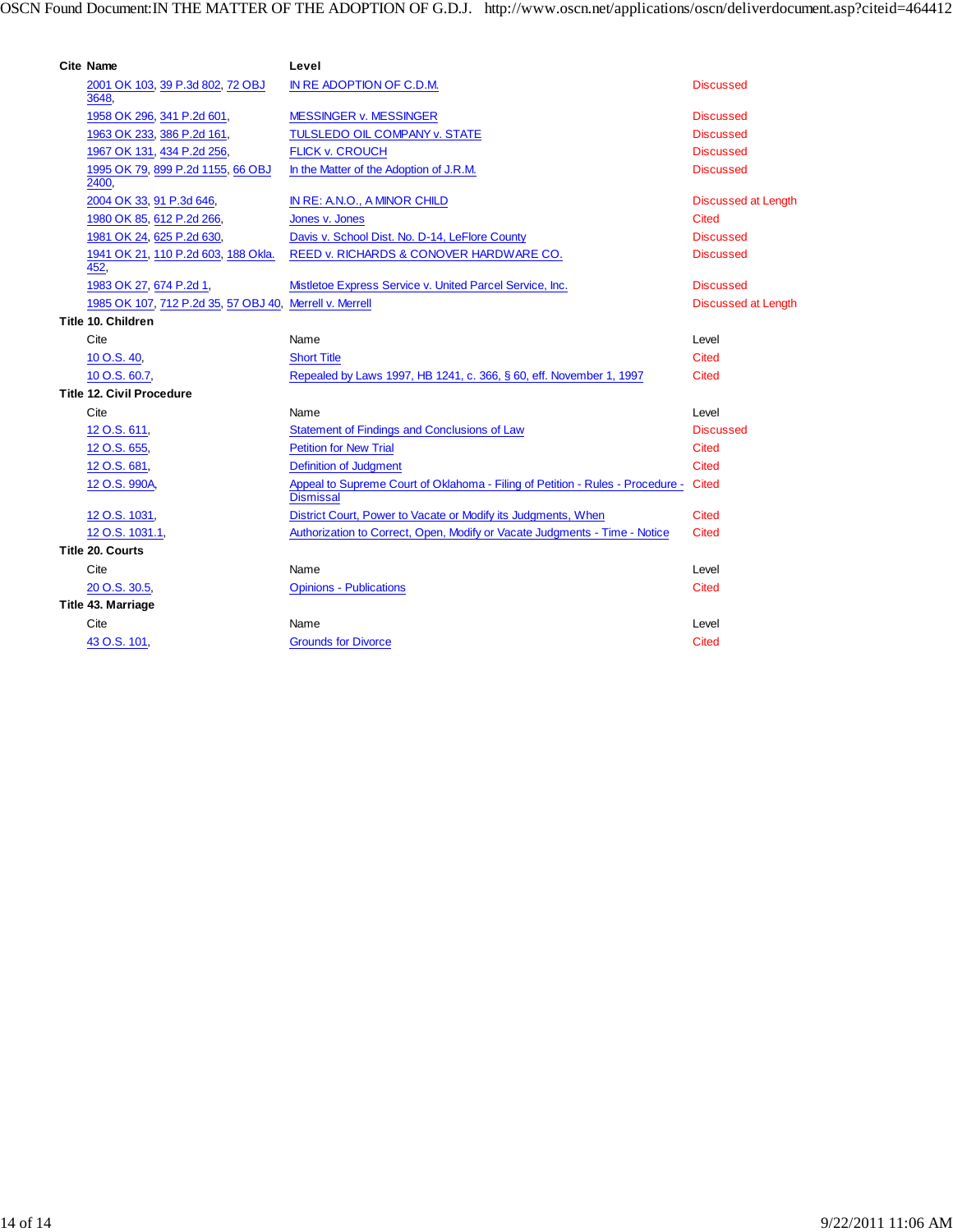| Cite Name | Level | |
|---|---|---|
| 2001 OK 103, 39 P.3d 802, 72 OBJ 3648, | IN RE ADOPTION OF C.D.M. | Discussed |
| 1958 OK 296, 341 P.2d 601, | MESSINGER v. MESSINGER | Discussed |
| 1963 OK 233, 386 P.2d 161, | TULSLEDO OIL COMPANY v. STATE | Discussed |
| 1967 OK 131, 434 P.2d 256, | FLICK v. CROUCH | Discussed |
| 1995 OK 79, 899 P.2d 1155, 66 OBJ 2400, | In the Matter of the Adoption of J.R.M. | Discussed |
| 2004 OK 33, 91 P.3d 646, | IN RE: A.N.O., A MINOR CHILD | Discussed at Length |
| 1980 OK 85, 612 P.2d 266, | Jones v. Jones | Cited |
| 1981 OK 24, 625 P.2d 630, | Davis v. School Dist. No. D-14, LeFlore County | Discussed |
| 1941 OK 21, 110 P.2d 603, 188 Okla. 452, | REED v. RICHARDS & CONOVER HARDWARE CO. | Discussed |
| 1983 OK 27, 674 P.2d 1, | Mistletoe Express Service v. United Parcel Service, Inc. | Discussed |
| 1985 OK 107, 712 P.2d 35, 57 OBJ 40, | Merrell v. Merrell | Discussed at Length |

**Title 10. Children**

| Cite | Name | Level |
|---|---|---|
| 10 O.S. 40, | Short Title | Cited |
| 10 O.S. 60.7, | Repealed by Laws 1997, HB 1241, c. 366, § 60, eff. November 1, 1997 | Cited |

**Title 12. Civil Procedure**

| Cite | Name | Level |
|---|---|---|
| 12 O.S. 611, | Statement of Findings and Conclusions of Law | Discussed |
| 12 O.S. 655, | Petition for New Trial | Cited |
| 12 O.S. 681, | Definition of Judgment | Cited |
| 12 O.S. 990A, | Appeal to Supreme Court of Oklahoma - Filing of Petition - Rules - Procedure - Dismissal | Cited |
| 12 O.S. 1031, | District Court, Power to Vacate or Modify its Judgments, When | Cited |
| 12 O.S. 1031.1, | Authorization to Correct, Open, Modify or Vacate Judgments - Time - Notice | Cited |

**Title 20. Courts**

| Cite | Name | Level |
|---|---|---|
| 20 O.S. 30.5, | Opinions - Publications | Cited |

**Title 43. Marriage**

| Cite | Name | Level |
|---|---|---|
| 43 O.S. 101, | Grounds for Divorce | Cited |